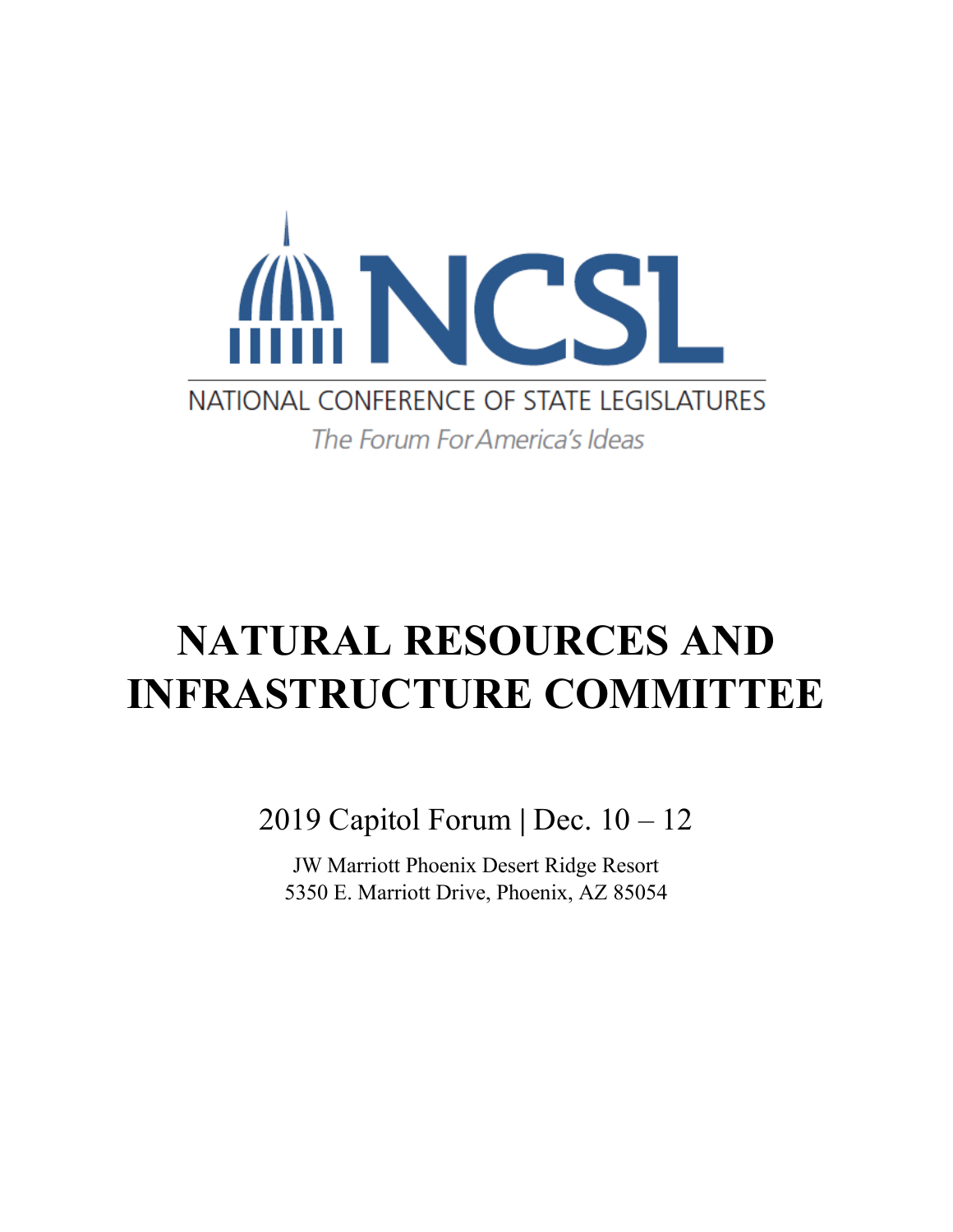NCSL

NATIONAL CONFERENCE OF STATE LEGISLATURES

*The Forum For America's Ideas*

# NATURAL RESOURCES AND INFRASTRUCTURE COMMITTEE

2019 Capitol Forum | Dec. 10 – 12

JW Marriott Phoenix Desert Ridge Resort
5350 E. Marriott Drive, Phoenix, AZ 85054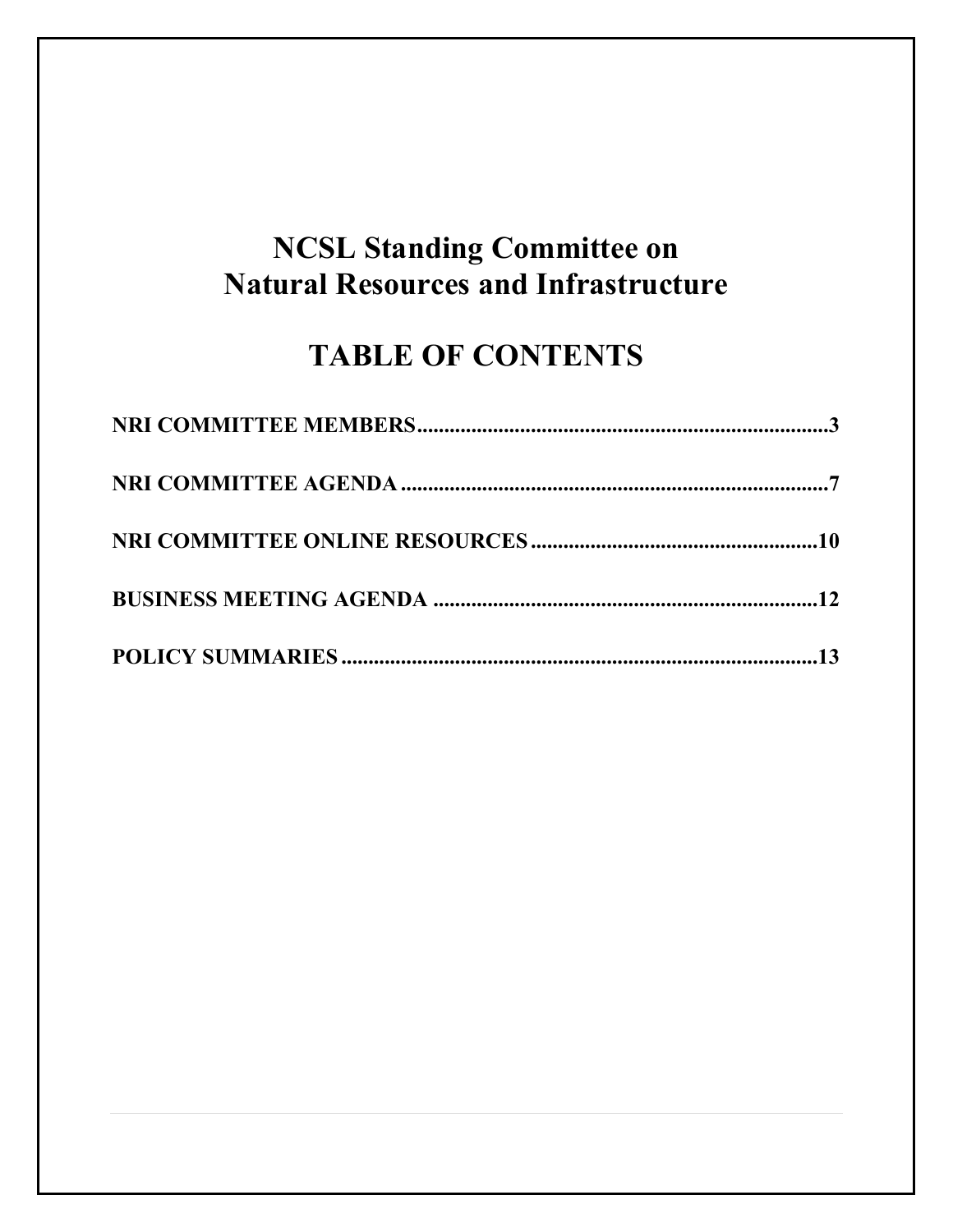# NCSL Standing Committee on Natural Resources and Infrastructure

## TABLE OF CONTENTS

**NRI COMMITTEE MEMBERS....................................................................3**

**NRI COMMITTEE AGENDA....................................................................7**

**NRI COMMITTEE ONLINE RESOURCES....................................................10**

**BUSINESS MEETING AGENDA ..............................................................12**

**POLICY SUMMARIES..........................................................................13**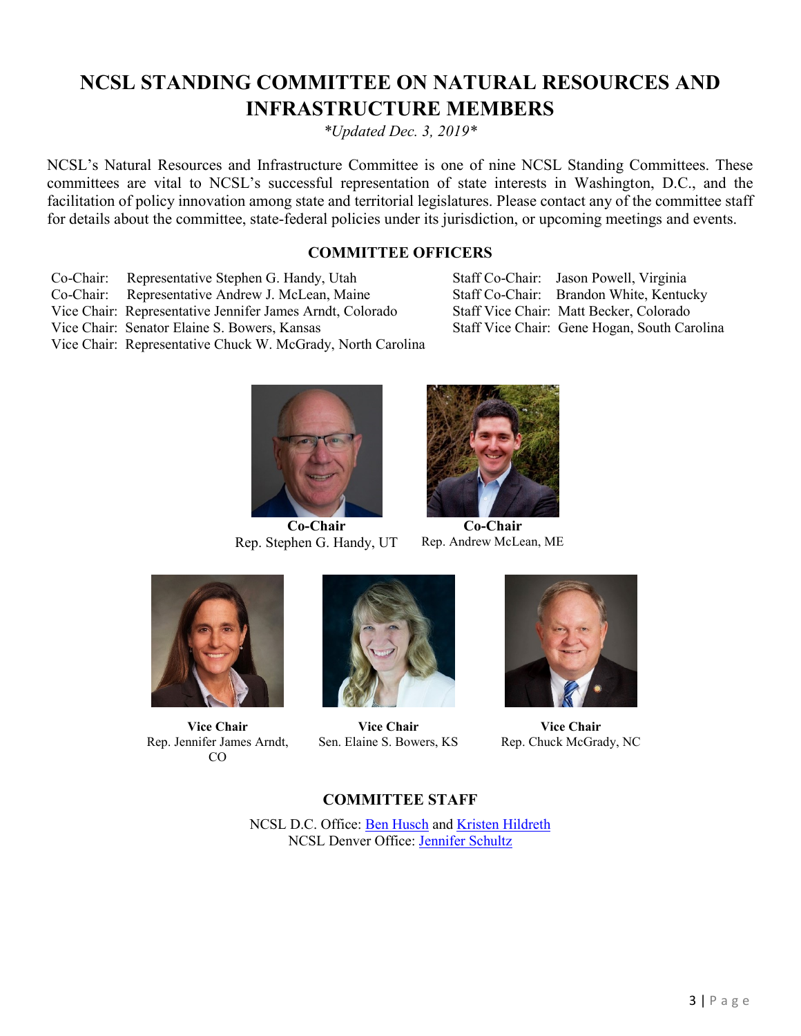# NCSL STANDING COMMITTEE ON NATURAL RESOURCES AND INFRASTRUCTURE MEMBERS

*\*Updated Dec. 3, 2019\**

NCSL's Natural Resources and Infrastructure Committee is one of nine NCSL Standing Committees. These committees are vital to NCSL's successful representation of state interests in Washington, D.C., and the facilitation of policy innovation among state and territorial legislatures. Please contact any of the committee staff for details about the committee, state-federal policies under its jurisdiction, or upcoming meetings and events.

## COMMITTEE OFFICERS

Co-Chair: Representative Stephen G. Handy, Utah
Co-Chair: Representative Andrew J. McLean, Maine
Vice Chair: Representative Jennifer James Arndt, Colorado
Vice Chair: Senator Elaine S. Bowers, Kansas
Vice Chair: Representative Chuck W. McGrady, North Carolina

Staff Co-Chair: Jason Powell, Virginia
Staff Co-Chair: Brandon White, Kentucky
Staff Vice Chair: Matt Becker, Colorado
Staff Vice Chair: Gene Hogan, South Carolina

**Co-Chair**
Rep. Stephen G. Handy, UT

**Co-Chair**
Rep. Andrew McLean, ME

**Vice Chair**
Rep. Jennifer James Arndt, CO

**Vice Chair**
Sen. Elaine S. Bowers, KS

**Vice Chair**
Rep. Chuck McGrady, NC

## COMMITTEE STAFF

NCSL D.C. Office: Ben Husch and Kristen Hildreth
NCSL Denver Office: Jennifer Schultz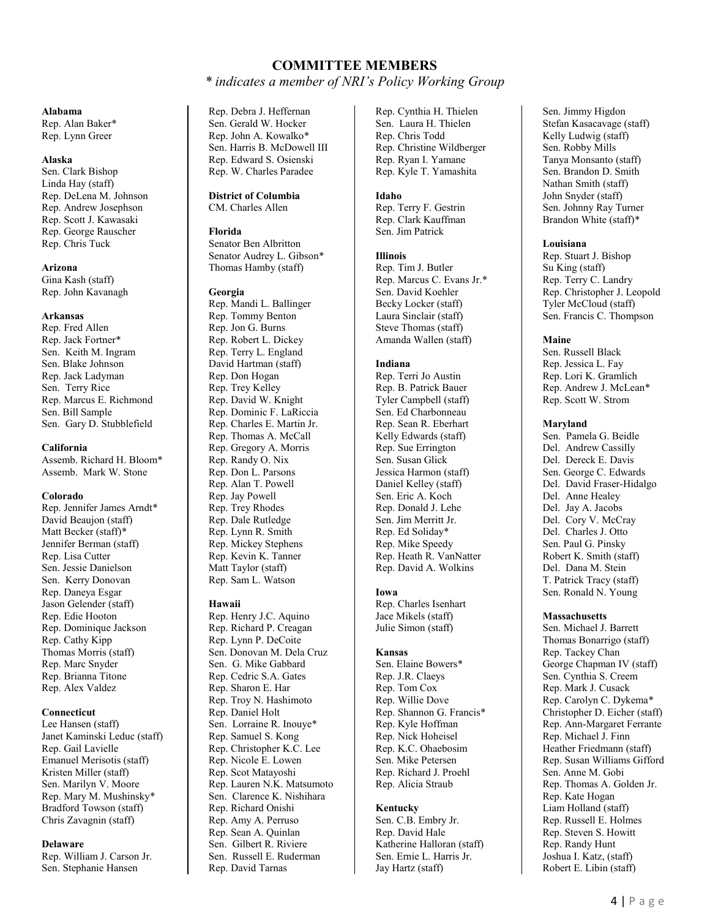## COMMITTEE MEMBERS

*\* indicates a member of NRI's Policy Working Group*

**Alabama**
Rep. Alan Baker*
Rep. Lynn Greer

**Alaska**
Sen. Clark Bishop
Linda Hay (staff)
Rep. DeLena M. Johnson
Rep. Andrew Josephson
Rep. Scott J. Kawasaki
Rep. George Rauscher
Rep. Chris Tuck

**Arizona**
Gina Kash (staff)
Rep. John Kavanagh

**Arkansas**
Rep. Fred Allen
Rep. Jack Fortner*
Sen. Keith M. Ingram
Sen. Blake Johnson
Rep. Jack Ladyman
Sen. Terry Rice
Rep. Marcus E. Richmond
Sen. Bill Sample
Sen. Gary D. Stubblefield

**California**
Assemb. Richard H. Bloom*
Assemb. Mark W. Stone

**Colorado**
Rep. Jennifer James Arndt*
David Beaujon (staff)
Matt Becker (staff)*
Jennifer Berman (staff)
Rep. Lisa Cutter
Sen. Jessie Danielson
Sen. Kerry Donovan
Rep. Daneya Esgar
Jason Gelender (staff)
Rep. Edie Hooton
Rep. Dominique Jackson
Rep. Cathy Kipp
Thomas Morris (staff)
Rep. Marc Snyder
Rep. Brianna Titone
Rep. Alex Valdez

**Connecticut**
Lee Hansen (staff)
Janet Kaminski Leduc (staff)
Rep. Gail Lavielle
Emanuel Merisotis (staff)
Kristen Miller (staff)
Sen. Marilyn V. Moore
Rep. Mary M. Mushinsky*
Bradford Towson (staff)
Chris Zavagnin (staff)

**Delaware**
Rep. William J. Carson Jr.
Sen. Stephanie Hansen
Rep. Debra J. Heffernan
Sen. Gerald W. Hocker
Rep. John A. Kowalko*
Sen. Harris B. McDowell III
Rep. Edward S. Osienski
Rep. W. Charles Paradee

**District of Columbia**
CM. Charles Allen

**Florida**
Senator Ben Albritton
Senator Audrey L. Gibson*
Thomas Hamby (staff)

**Georgia**
Rep. Mandi L. Ballinger
Rep. Tommy Benton
Rep. Jon G. Burns
Rep. Robert L. Dickey
Rep. Terry L. England
David Hartman (staff)
Rep. Don Hogan
Rep. Trey Kelley
Rep. David W. Knight
Rep. Dominic F. LaRiccia
Rep. Charles E. Martin Jr.
Rep. Thomas A. McCall
Rep. Gregory A. Morris
Rep. Randy O. Nix
Rep. Don L. Parsons
Rep. Alan T. Powell
Rep. Jay Powell
Rep. Trey Rhodes
Rep. Dale Rutledge
Rep. Lynn R. Smith
Rep. Mickey Stephens
Rep. Kevin K. Tanner
Matt Taylor (staff)
Rep. Sam L. Watson

**Hawaii**
Rep. Henry J.C. Aquino
Rep. Richard P. Creagan
Rep. Lynn P. DeCoite
Sen. Donovan M. Dela Cruz
Sen. G. Mike Gabbard
Rep. Cedric S.A. Gates
Rep. Sharon E. Har
Rep. Troy N. Hashimoto
Rep. Daniel Holt
Sen. Lorraine R. Inouye*
Rep. Samuel S. Kong
Rep. Christopher K.C. Lee
Rep. Nicole E. Lowen
Rep. Scot Matayoshi
Rep. Lauren N.K. Matsumoto
Sen. Clarence K. Nishihara
Rep. Richard Onishi
Rep. Amy A. Perruso
Rep. Sean A. Quinlan
Sen. Gilbert R. Riviere
Sen. Russell E. Ruderman
Rep. David Tarnas
Rep. Cynthia H. Thielen
Sen. Laura H. Thielen
Rep. Chris Todd
Rep. Christine Wildberger
Rep. Ryan I. Yamane
Rep. Kyle T. Yamashita

**Idaho**
Rep. Terry F. Gestrin
Rep. Clark Kauffman
Sen. Jim Patrick

**Illinois**
Rep. Tim J. Butler
Rep. Marcus C. Evans Jr.*
Sen. David Koehler
Becky Locker (staff)
Laura Sinclair (staff)
Steve Thomas (staff)
Amanda Wallen (staff)

**Indiana**
Rep. Terri Jo Austin
Rep. B. Patrick Bauer
Tyler Campbell (staff)
Sen. Ed Charbonneau
Rep. Sean R. Eberhart
Kelly Edwards (staff)
Rep. Sue Errington
Sen. Susan Glick
Jessica Harmon (staff)
Daniel Kelley (staff)
Sen. Eric A. Koch
Rep. Donald J. Lehe
Sen. Jim Merritt Jr.
Rep. Ed Soliday*
Rep. Mike Speedy
Rep. Heath R. VanNatter
Rep. David A. Wolkins

**Iowa**
Rep. Charles Isenhart
Jace Mikels (staff)
Julie Simon (staff)

**Kansas**
Sen. Elaine Bowers*
Rep. J.R. Claeys
Rep. Tom Cox
Rep. Willie Dove
Rep. Shannon G. Francis*
Rep. Kyle Hoffman
Rep. Nick Hoheisel
Rep. K.C. Ohaebosim
Sen. Mike Petersen
Rep. Richard J. Proehl
Rep. Alicia Straub

**Kentucky**
Sen. C.B. Embry Jr.
Rep. David Hale
Katherine Halloran (staff)
Sen. Ernie L. Harris Jr.
Jay Hartz (staff)
Sen. Jimmy Higdon
Stefan Kasacavage (staff)
Kelly Ludwig (staff)
Sen. Robby Mills
Tanya Monsanto (staff)
Sen. Brandon D. Smith
Nathan Smith (staff)
John Snyder (staff)
Sen. Johnny Ray Turner
Brandon White (staff)*

**Louisiana**
Rep. Stuart J. Bishop
Su King (staff)
Rep. Terry C. Landry
Rep. Christopher J. Leopold
Tyler McCloud (staff)
Sen. Francis C. Thompson

**Maine**
Sen. Russell Black
Rep. Jessica L. Fay
Rep. Lori K. Gramlich
Rep. Andrew J. McLean*
Rep. Scott W. Strom

**Maryland**
Sen. Pamela G. Beidle
Del. Andrew Cassilly
Del. Dereck E. Davis
Sen. George C. Edwards
Del. David Fraser-Hidalgo
Del. Anne Healey
Del. Jay A. Jacobs
Del. Cory V. McCray
Del. Charles J. Otto
Sen. Paul G. Pinsky
Robert K. Smith (staff)
Del. Dana M. Stein
T. Patrick Tracy (staff)
Sen. Ronald N. Young

**Massachusetts**
Sen. Michael J. Barrett
Thomas Bonarrigo (staff)
Rep. Tackey Chan
George Chapman IV (staff)
Sen. Cynthia S. Creem
Rep. Mark J. Cusack
Rep. Carolyn C. Dykema*
Christopher D. Eicher (staff)
Rep. Ann-Margaret Ferrante
Rep. Michael J. Finn
Heather Friedmann (staff)
Rep. Susan Williams Gifford
Sen. Anne M. Gobi
Rep. Thomas A. Golden Jr.
Rep. Kate Hogan
Liam Holland (staff)
Rep. Russell E. Holmes
Rep. Steven S. Howitt
Rep. Randy Hunt
Joshua I. Katz, (staff)
Robert E. Libin (staff)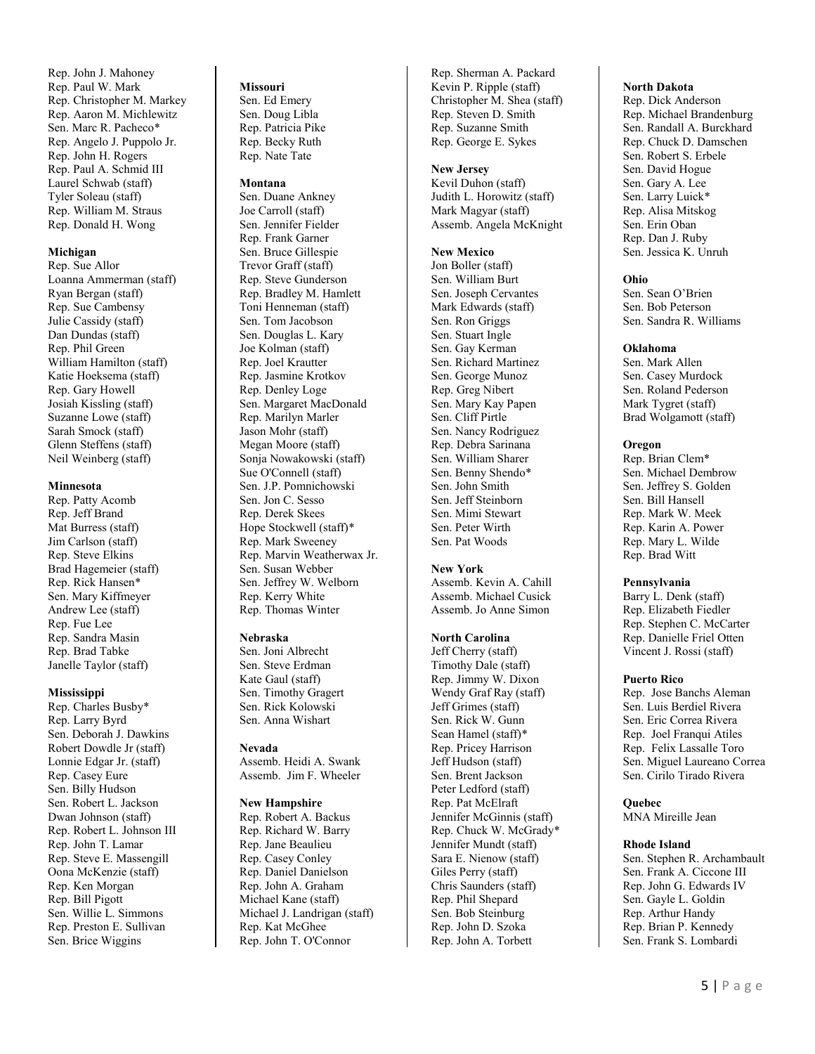Rep. John J. Mahoney
Rep. Paul W. Mark
Rep. Christopher M. Markey
Rep. Aaron M. Michlewitz
Sen. Marc R. Pacheco*
Rep. Angelo J. Puppolo Jr.
Rep. John H. Rogers
Rep. Paul A. Schmid III
Laurel Schwab (staff)
Tyler Soleau (staff)
Rep. William M. Straus
Rep. Donald H. Wong

**Michigan**
Rep. Sue Allor
Loanna Ammerman (staff)
Ryan Bergan (staff)
Rep. Sue Cambensy
Julie Cassidy (staff)
Dan Dundas (staff)
Rep. Phil Green
William Hamilton (staff)
Katie Hoeksema (staff)
Rep. Gary Howell
Josiah Kissling (staff)
Suzanne Lowe (staff)
Sarah Smock (staff)
Glenn Steffens (staff)
Neil Weinberg (staff)

**Minnesota**
Rep. Patty Acomb
Rep. Jeff Brand
Mat Burress (staff)
Jim Carlson (staff)
Rep. Steve Elkins
Brad Hagemeier (staff)
Rep. Rick Hansen*
Sen. Mary Kiffmeyer
Andrew Lee (staff)
Rep. Fue Lee
Rep. Sandra Masin
Rep. Brad Tabke
Janelle Taylor (staff)

**Mississippi**
Rep. Charles Busby*
Rep. Larry Byrd
Sen. Deborah J. Dawkins
Robert Dowdle Jr (staff)
Lonnie Edgar Jr. (staff)
Rep. Casey Eure
Sen. Billy Hudson
Sen. Robert L. Jackson
Dwan Johnson (staff)
Rep. Robert L. Johnson III
Rep. John T. Lamar
Rep. Steve E. Massengill
Oona McKenzie (staff)
Rep. Ken Morgan
Rep. Bill Pigott
Sen. Willie L. Simmons
Rep. Preston E. Sullivan
Sen. Brice Wiggins

**Missouri**
Sen. Ed Emery
Sen. Doug Libla
Rep. Patricia Pike
Rep. Becky Ruth
Rep. Nate Tate

**Montana**
Sen. Duane Ankney
Joe Carroll (staff)
Sen. Jennifer Fielder
Rep. Frank Garner
Sen. Bruce Gillespie
Trevor Graff (staff)
Rep. Steve Gunderson
Rep. Bradley M. Hamlett
Toni Henneman (staff)
Sen. Tom Jacobson
Sen. Douglas L. Kary
Joe Kolman (staff)
Rep. Joel Krautter
Rep. Jasmine Krotkov
Rep. Denley Loge
Sen. Margaret MacDonald
Rep. Marilyn Marler
Jason Mohr (staff)
Megan Moore (staff)
Sonja Nowakowski (staff)
Sue O'Connell (staff)
Sen. J.P. Pomnichowski
Sen. Jon C. Sesso
Rep. Derek Skees
Hope Stockwell (staff)*
Rep. Mark Sweeney
Rep. Marvin Weatherwax Jr.
Sen. Susan Webber
Sen. Jeffrey W. Welborn
Rep. Kerry White
Rep. Thomas Winter

**Nebraska**
Sen. Joni Albrecht
Sen. Steve Erdman
Kate Gaul (staff)
Sen. Timothy Gragert
Sen. Rick Kolowski
Sen. Anna Wishart

**Nevada**
Assemb. Heidi A. Swank
Assemb. Jim F. Wheeler

**New Hampshire**
Rep. Robert A. Backus
Rep. Richard W. Barry
Rep. Jane Beaulieu
Rep. Casey Conley
Rep. Daniel Danielson
Rep. John A. Graham
Michael Kane (staff)
Michael J. Landrigan (staff)
Rep. Kat McGhee
Rep. John T. O'Connor
Rep. Sherman A. Packard
Kevin P. Ripple (staff)
Christopher M. Shea (staff)
Rep. Steven D. Smith
Rep. Suzanne Smith
Rep. George E. Sykes

**New Jersey**
Kevil Duhon (staff)
Judith L. Horowitz (staff)
Mark Magyar (staff)
Assemb. Angela McKnight

**New Mexico**
Jon Boller (staff)
Sen. William Burt
Sen. Joseph Cervantes
Mark Edwards (staff)
Sen. Ron Griggs
Sen. Stuart Ingle
Sen. Gay Kerman
Sen. Richard Martinez
Sen. George Munoz
Rep. Greg Nibert
Sen. Mary Kay Papen
Sen. Cliff Pirtle
Sen. Nancy Rodriguez
Rep. Debra Sarinana
Sen. William Sharer
Sen. Benny Shendo*
Sen. John Smith
Sen. Jeff Steinborn
Sen. Mimi Stewart
Sen. Peter Wirth
Sen. Pat Woods

**New York**
Assemb. Kevin A. Cahill
Assemb. Michael Cusick
Assemb. Jo Anne Simon

**North Carolina**
Jeff Cherry (staff)
Timothy Dale (staff)
Rep. Jimmy W. Dixon
Wendy Graf Ray (staff)
Jeff Grimes (staff)
Sen. Rick W. Gunn
Sean Hamel (staff)*
Rep. Pricey Harrison
Jeff Hudson (staff)
Sen. Brent Jackson
Peter Ledford (staff)
Rep. Pat McElraft
Jennifer McGinnis (staff)
Rep. Chuck W. McGrady*
Jennifer Mundt (staff)
Sara E. Nienow (staff)
Giles Perry (staff)
Chris Saunders (staff)
Rep. Phil Shepard
Sen. Bob Steinburg
Rep. John D. Szoka
Rep. John A. Torbett

**North Dakota**
Rep. Dick Anderson
Rep. Michael Brandenburg
Sen. Randall A. Burckhard
Rep. Chuck D. Damschen
Sen. Robert S. Erbele
Sen. David Hogue
Sen. Gary A. Lee
Sen. Larry Luick*
Rep. Alisa Mitskog
Sen. Erin Oban
Rep. Dan J. Ruby
Sen. Jessica K. Unruh

**Ohio**
Sen. Sean O'Brien
Sen. Bob Peterson
Sen. Sandra R. Williams

**Oklahoma**
Sen. Mark Allen
Sen. Casey Murdock
Sen. Roland Pederson
Mark Tygret (staff)
Brad Wolgamott (staff)

**Oregon**
Rep. Brian Clem*
Sen. Michael Dembrow
Sen. Jeffrey S. Golden
Sen. Bill Hansell
Rep. Mark W. Meek
Rep. Karin A. Power
Rep. Mary L. Wilde
Rep. Brad Witt

**Pennsylvania**
Barry L. Denk (staff)
Rep. Elizabeth Fiedler
Rep. Stephen C. McCarter
Rep. Danielle Friel Otten
Vincent J. Rossi (staff)

**Puerto Rico**
Rep. Jose Banchs Aleman
Sen. Luis Berdiel Rivera
Sen. Eric Correa Rivera
Rep. Joel Franqui Atiles
Rep. Felix Lassalle Toro
Sen. Miguel Laureano Correa
Sen. Cirilo Tirado Rivera

**Quebec**
MNA Mireille Jean

**Rhode Island**
Sen. Stephen R. Archambault
Sen. Frank A. Ciccone III
Rep. John G. Edwards IV
Sen. Gayle L. Goldin
Rep. Arthur Handy
Rep. Brian P. Kennedy
Sen. Frank S. Lombardi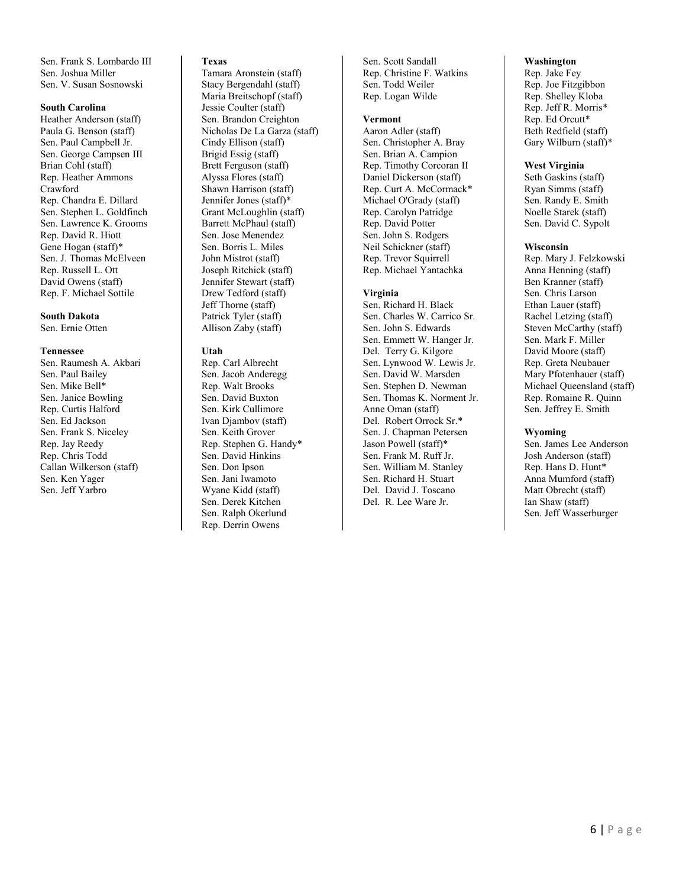Sen. Frank S. Lombardo III
Sen. Joshua Miller
Sen. V. Susan Sosnowski

**South Carolina**
Heather Anderson (staff)
Paula G. Benson (staff)
Sen. Paul Campbell Jr.
Sen. George Campsen III
Brian Cohl (staff)
Rep. Heather Ammons Crawford
Rep. Chandra E. Dillard
Sen. Stephen L. Goldfinch
Sen. Lawrence K. Grooms
Rep. David R. Hiott
Gene Hogan (staff)*
Sen. J. Thomas McElveen
Rep. Russell L. Ott
David Owens (staff)
Rep. F. Michael Sottile

**South Dakota**
Sen. Ernie Otten

**Tennessee**
Sen. Raumesh A. Akbari
Sen. Paul Bailey
Sen. Mike Bell*
Sen. Janice Bowling
Rep. Curtis Halford
Sen. Ed Jackson
Sen. Frank S. Niceley
Rep. Jay Reedy
Rep. Chris Todd
Callan Wilkerson (staff)
Sen. Ken Yager
Sen. Jeff Yarbro

**Texas**
Tamara Aronstein (staff)
Stacy Bergendahl (staff)
Maria Breitschopf (staff)
Jessie Coulter (staff)
Sen. Brandon Creighton
Nicholas De La Garza (staff)
Cindy Ellison (staff)
Brigid Essig (staff)
Brett Ferguson (staff)
Alyssa Flores (staff)
Shawn Harrison (staff)
Jennifer Jones (staff)*
Grant McLoughlin (staff)
Barrett McPhaul (staff)
Sen. Jose Menendez
Sen. Borris L. Miles
John Mistrot (staff)
Joseph Ritchick (staff)
Jennifer Stewart (staff)
Drew Tedford (staff)
Jeff Thorne (staff)
Patrick Tyler (staff)
Allison Zaby (staff)

**Utah**
Rep. Carl Albrecht
Sen. Jacob Anderegg
Rep. Walt Brooks
Sen. David Buxton
Sen. Kirk Cullimore
Ivan Djambov (staff)
Sen. Keith Grover
Rep. Stephen G. Handy*
Sen. David Hinkins
Sen. Don Ipson
Sen. Jani Iwamoto
Wyane Kidd (staff)
Sen. Derek Kitchen
Sen. Ralph Okerlund
Rep. Derrin Owens
Sen. Scott Sandall
Rep. Christine F. Watkins
Sen. Todd Weiler
Rep. Logan Wilde

**Vermont**
Aaron Adler (staff)
Sen. Christopher A. Bray
Sen. Brian A. Campion
Rep. Timothy Corcoran II
Daniel Dickerson (staff)
Rep. Curt A. McCormack*
Michael O'Grady (staff)
Rep. Carolyn Patridge
Rep. David Potter
Sen. John S. Rodgers
Neil Schickner (staff)
Rep. Trevor Squirrell
Rep. Michael Yantachka

**Virginia**
Sen. Richard H. Black
Sen. Charles W. Carrico Sr.
Sen. John S. Edwards
Sen. Emmett W. Hanger Jr.
Del. Terry G. Kilgore
Sen. Lynwood W. Lewis Jr.
Sen. David W. Marsden
Sen. Stephen D. Newman
Sen. Thomas K. Norment Jr.
Anne Oman (staff)
Del. Robert Orrock Sr.*
Sen. J. Chapman Petersen
Jason Powell (staff)*
Sen. Frank M. Ruff Jr.
Sen. William M. Stanley
Sen. Richard H. Stuart
Del. David J. Toscano
Del. R. Lee Ware Jr.

**Washington**
Rep. Jake Fey
Rep. Joe Fitzgibbon
Rep. Shelley Kloba
Rep. Jeff R. Morris*
Rep. Ed Orcutt*
Beth Redfield (staff)
Gary Wilburn (staff)*

**West Virginia**
Seth Gaskins (staff)
Ryan Simms (staff)
Sen. Randy E. Smith
Noelle Starek (staff)
Sen. David C. Sypolt

**Wisconsin**
Rep. Mary J. Felzkowski
Anna Henning (staff)
Ben Kranner (staff)
Sen. Chris Larson
Ethan Lauer (staff)
Rachel Letzing (staff)
Steven McCarthy (staff)
Sen. Mark F. Miller
David Moore (staff)
Rep. Greta Neubauer
Mary Pfotenhauer (staff)
Michael Queensland (staff)
Rep. Romaine R. Quinn
Sen. Jeffrey E. Smith

**Wyoming**
Sen. James Lee Anderson
Josh Anderson (staff)
Rep. Hans D. Hunt*
Anna Mumford (staff)
Matt Obrecht (staff)
Ian Shaw (staff)
Sen. Jeff Wasserburger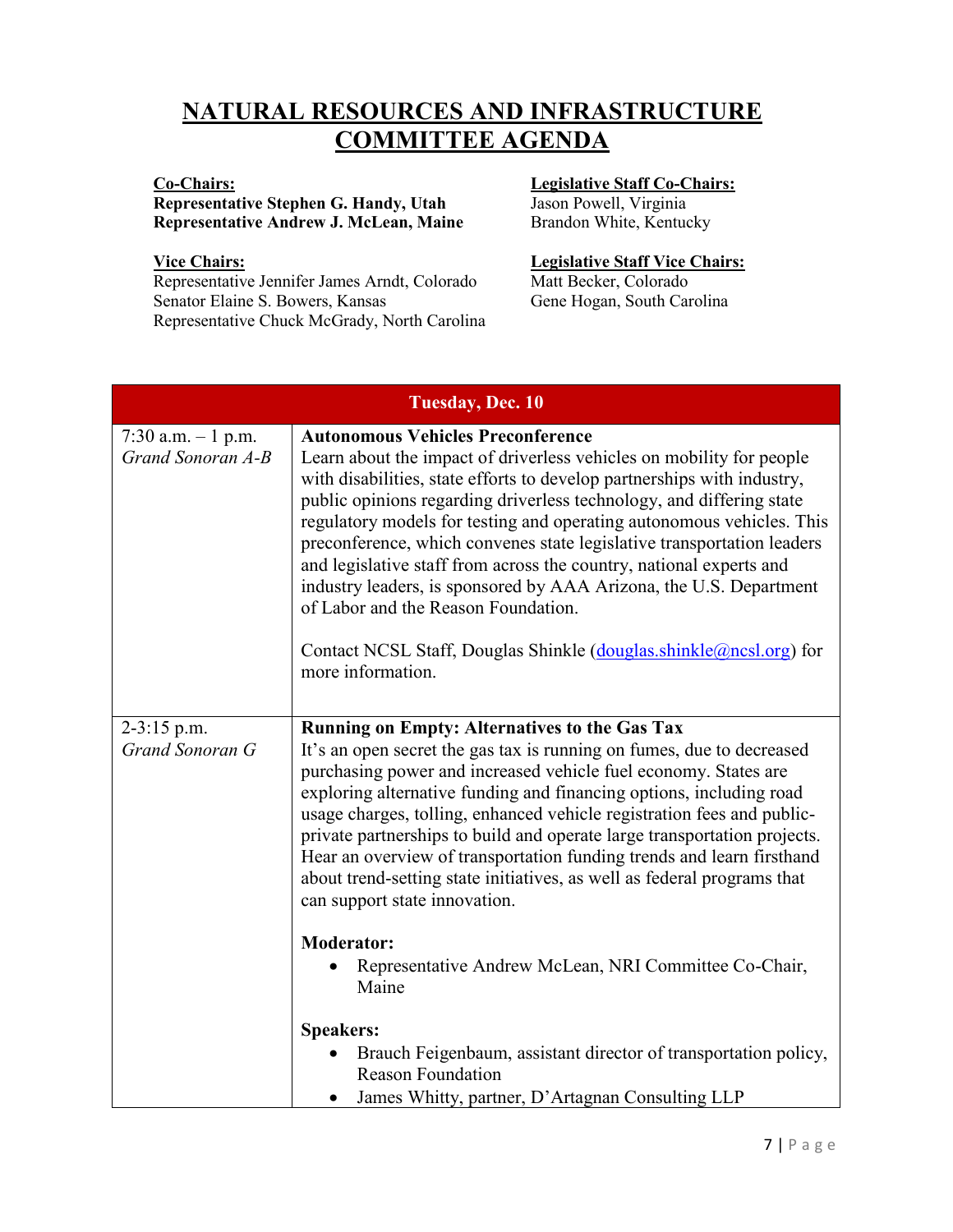# NATURAL RESOURCES AND INFRASTRUCTURE COMMITTEE AGENDA

**Co-Chairs:**
**Representative Stephen G. Handy, Utah**
**Representative Andrew J. McLean, Maine**

**Legislative Staff Co-Chairs:**
Jason Powell, Virginia
Brandon White, Kentucky

**Vice Chairs:**
Representative Jennifer James Arndt, Colorado
Senator Elaine S. Bowers, Kansas
Representative Chuck McGrady, North Carolina

**Legislative Staff Vice Chairs:**
Matt Becker, Colorado
Gene Hogan, South Carolina

| Tuesday, Dec. 10 | |
|---|---|
| 7:30 a.m. – 1 p.m.<br>*Grand Sonoran A-B* | **Autonomous Vehicles Preconference**<br>Learn about the impact of driverless vehicles on mobility for people with disabilities, state efforts to develop partnerships with industry, public opinions regarding driverless technology, and differing state regulatory models for testing and operating autonomous vehicles. This preconference, which convenes state legislative transportation leaders and legislative staff from across the country, national experts and industry leaders, is sponsored by AAA Arizona, the U.S. Department of Labor and the Reason Foundation.<br><br>Contact NCSL Staff, Douglas Shinkle (douglas.shinkle@ncsl.org) for more information. |
| 2-3:15 p.m.<br>*Grand Sonoran G* | **Running on Empty: Alternatives to the Gas Tax**<br>It's an open secret the gas tax is running on fumes, due to decreased purchasing power and increased vehicle fuel economy. States are exploring alternative funding and financing options, including road usage charges, tolling, enhanced vehicle registration fees and public-private partnerships to build and operate large transportation projects. Hear an overview of transportation funding trends and learn firsthand about trend-setting state initiatives, as well as federal programs that can support state innovation.<br><br>**Moderator:**<br>• Representative Andrew McLean, NRI Committee Co-Chair, Maine<br><br>**Speakers:**<br>• Brauch Feigenbaum, assistant director of transportation policy, Reason Foundation<br>• James Whitty, partner, D'Artagnan Consulting LLP |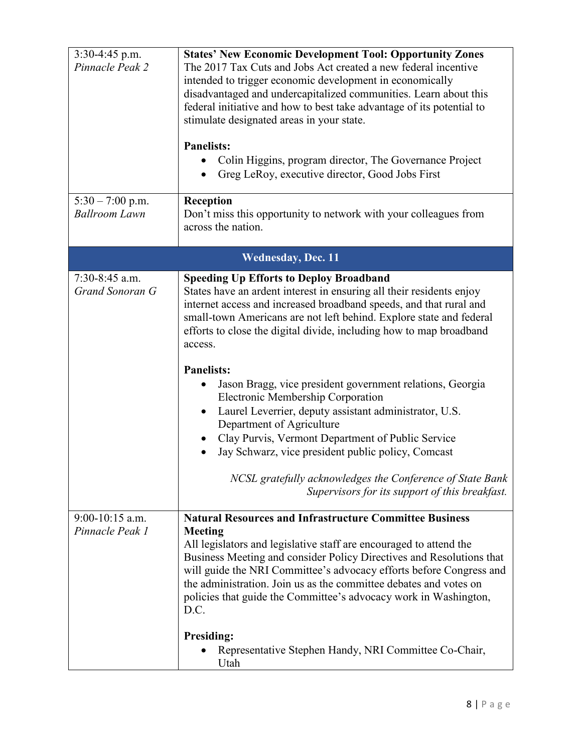| | |
|---|---|
| 3:30-4:45 p.m.<br>*Pinnacle Peak 2* | **States' New Economic Development Tool: Opportunity Zones**<br>The 2017 Tax Cuts and Jobs Act created a new federal incentive intended to trigger economic development in economically disadvantaged and undercapitalized communities. Learn about this federal initiative and how to best take advantage of its potential to stimulate designated areas in your state.<br><br>**Panelists:**<br>• Colin Higgins, program director, The Governance Project<br>• Greg LeRoy, executive director, Good Jobs First |
| 5:30 – 7:00 p.m.<br>*Ballroom Lawn* | **Reception**<br>Don't miss this opportunity to network with your colleagues from across the nation. |
| **Wednesday, Dec. 11** | |
| 7:30-8:45 a.m.<br>*Grand Sonoran G* | **Speeding Up Efforts to Deploy Broadband**<br>States have an ardent interest in ensuring all their residents enjoy internet access and increased broadband speeds, and that rural and small-town Americans are not left behind. Explore state and federal efforts to close the digital divide, including how to map broadband access.<br><br>**Panelists:**<br>• Jason Bragg, vice president government relations, Georgia Electronic Membership Corporation<br>• Laurel Leverrier, deputy assistant administrator, U.S. Department of Agriculture<br>• Clay Purvis, Vermont Department of Public Service<br>• Jay Schwarz, vice president public policy, Comcast<br><br>*NCSL gratefully acknowledges the Conference of State Bank Supervisors for its support of this breakfast.* |
| 9:00-10:15 a.m.<br>*Pinnacle Peak 1* | **Natural Resources and Infrastructure Committee Business Meeting**<br>All legislators and legislative staff are encouraged to attend the Business Meeting and consider Policy Directives and Resolutions that will guide the NRI Committee's advocacy efforts before Congress and the administration. Join us as the committee debates and votes on policies that guide the Committee's advocacy work in Washington, D.C.<br><br>**Presiding:**<br>• Representative Stephen Handy, NRI Committee Co-Chair, Utah |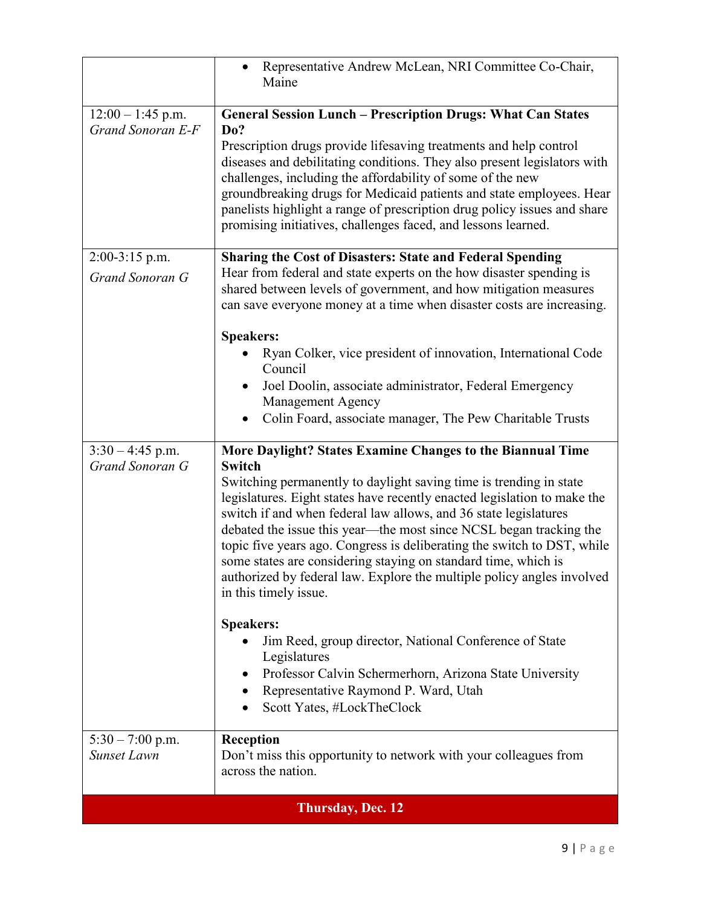| | |
|---|---|
| | • Representative Andrew McLean, NRI Committee Co-Chair, Maine |
| 12:00 – 1:45 p.m.<br>*Grand Sonoran E-F* | **General Session Lunch – Prescription Drugs: What Can States Do?**<br>Prescription drugs provide lifesaving treatments and help control diseases and debilitating conditions. They also present legislators with challenges, including the affordability of some of the new groundbreaking drugs for Medicaid patients and state employees. Hear panelists highlight a range of prescription drug policy issues and share promising initiatives, challenges faced, and lessons learned. |
| 2:00-3:15 p.m.<br>*Grand Sonoran G* | **Sharing the Cost of Disasters: State and Federal Spending**<br>Hear from federal and state experts on the how disaster spending is shared between levels of government, and how mitigation measures can save everyone money at a time when disaster costs are increasing.<br><br>**Speakers:**<br>• Ryan Colker, vice president of innovation, International Code Council<br>• Joel Doolin, associate administrator, Federal Emergency Management Agency<br>• Colin Foard, associate manager, The Pew Charitable Trusts |
| 3:30 – 4:45 p.m.<br>*Grand Sonoran G* | **More Daylight? States Examine Changes to the Biannual Time Switch**<br>Switching permanently to daylight saving time is trending in state legislatures. Eight states have recently enacted legislation to make the switch if and when federal law allows, and 36 state legislatures debated the issue this year—the most since NCSL began tracking the topic five years ago. Congress is deliberating the switch to DST, while some states are considering staying on standard time, which is authorized by federal law. Explore the multiple policy angles involved in this timely issue.<br><br>**Speakers:**<br>• Jim Reed, group director, National Conference of State Legislatures<br>• Professor Calvin Schermerhorn, Arizona State University<br>• Representative Raymond P. Ward, Utah<br>• Scott Yates, #LockTheClock |
| 5:30 – 7:00 p.m.<br>*Sunset Lawn* | **Reception**<br>Don't miss this opportunity to network with your colleagues from across the nation. |

**Thursday, Dec. 12**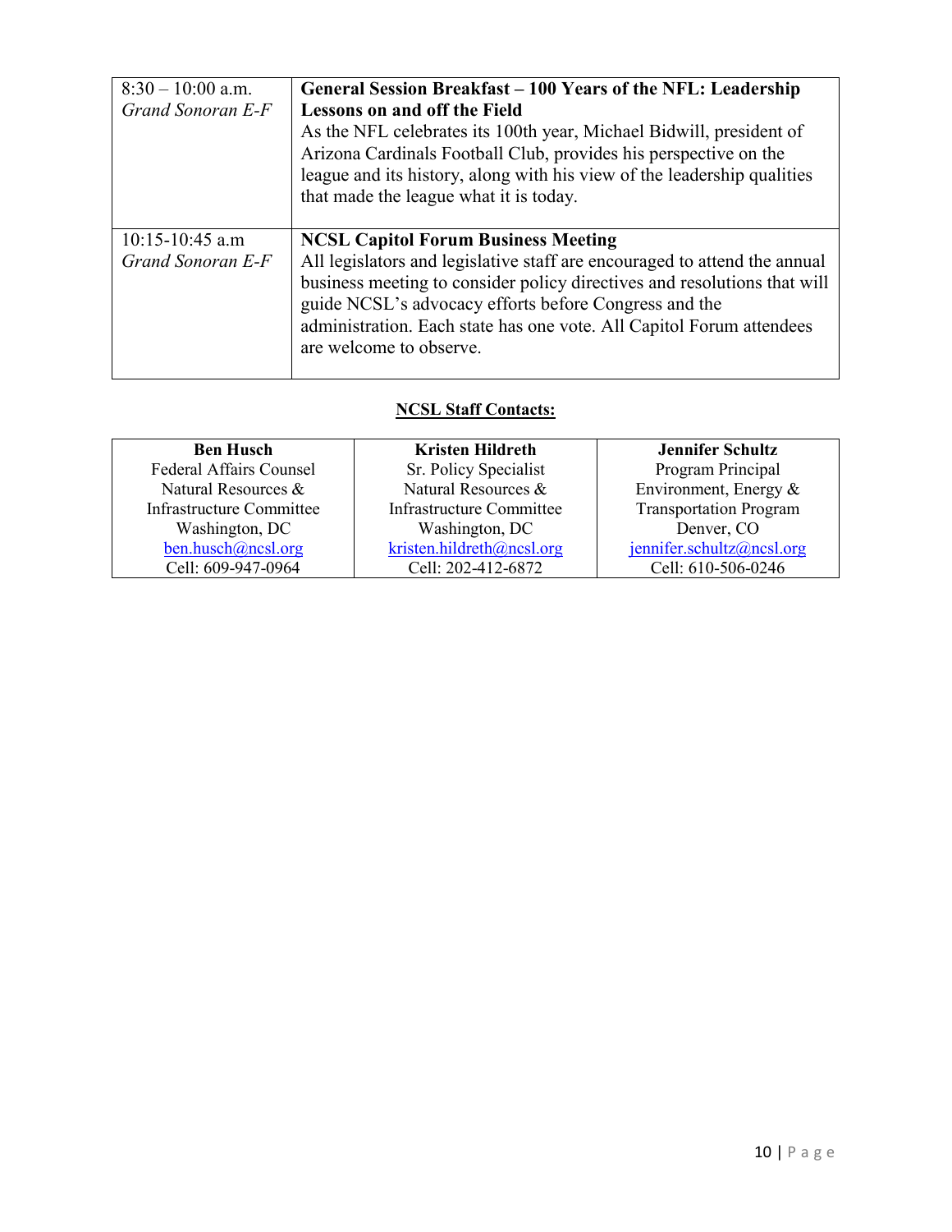| | |
|---|---|
| 8:30 – 10:00 a.m.<br>*Grand Sonoran E-F* | **General Session Breakfast – 100 Years of the NFL: Leadership Lessons on and off the Field**<br>As the NFL celebrates its 100th year, Michael Bidwill, president of Arizona Cardinals Football Club, provides his perspective on the league and its history, along with his view of the leadership qualities that made the league what it is today. |
| 10:15-10:45 a.m<br>*Grand Sonoran E-F* | **NCSL Capitol Forum Business Meeting**<br>All legislators and legislative staff are encouraged to attend the annual business meeting to consider policy directives and resolutions that will guide NCSL's advocacy efforts before Congress and the administration. Each state has one vote. All Capitol Forum attendees are welcome to observe. |

**NCSL Staff Contacts:**

| **Ben Husch** | **Kristen Hildreth** | **Jennifer Schultz** |
|---|---|---|
| Federal Affairs Counsel<br>Natural Resources &<br>Infrastructure Committee<br>Washington, DC<br>ben.husch@ncsl.org<br>Cell: 609-947-0964 | Sr. Policy Specialist<br>Natural Resources &<br>Infrastructure Committee<br>Washington, DC<br>kristen.hildreth@ncsl.org<br>Cell: 202-412-6872 | Program Principal<br>Environment, Energy &<br>Transportation Program<br>Denver, CO<br>jennifer.schultz@ncsl.org<br>Cell: 610-506-0246 |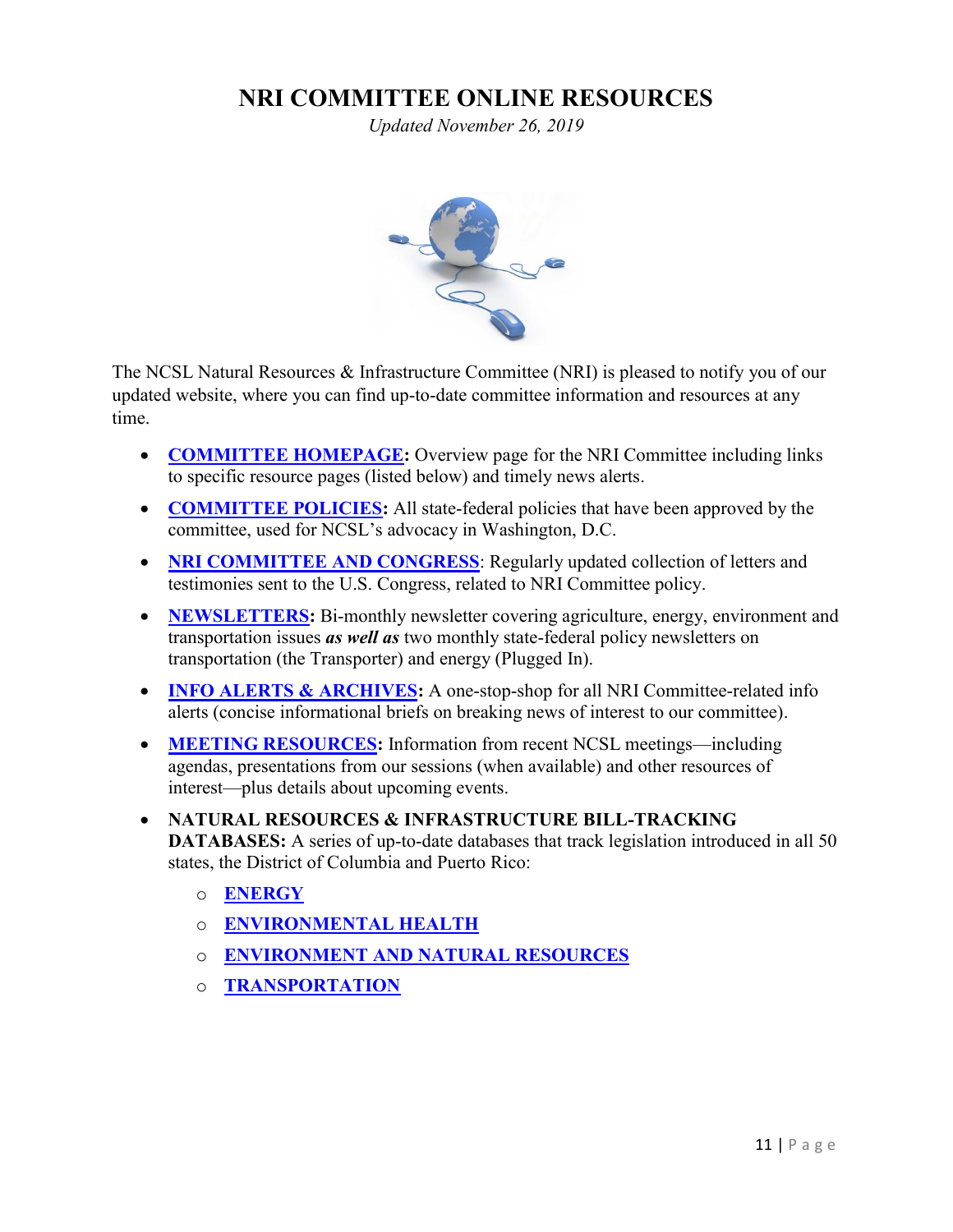# NRI COMMITTEE ONLINE RESOURCES

*Updated November 26, 2019*

The NCSL Natural Resources & Infrastructure Committee (NRI) is pleased to notify you of our updated website, where you can find up-to-date committee information and resources at any time.

- **COMMITTEE HOMEPAGE:** Overview page for the NRI Committee including links to specific resource pages (listed below) and timely news alerts.
- **COMMITTEE POLICIES:** All state-federal policies that have been approved by the committee, used for NCSL's advocacy in Washington, D.C.
- **NRI COMMITTEE AND CONGRESS**: Regularly updated collection of letters and testimonies sent to the U.S. Congress, related to NRI Committee policy.
- **NEWSLETTERS:** Bi-monthly newsletter covering agriculture, energy, environment and transportation issues ***as well as*** two monthly state-federal policy newsletters on transportation (the Transporter) and energy (Plugged In).
- **INFO ALERTS & ARCHIVES:** A one-stop-shop for all NRI Committee-related info alerts (concise informational briefs on breaking news of interest to our committee).
- **MEETING RESOURCES:** Information from recent NCSL meetings—including agendas, presentations from our sessions (when available) and other resources of interest—plus details about upcoming events.
- **NATURAL RESOURCES & INFRASTRUCTURE BILL-TRACKING DATABASES:** A series of up-to-date databases that track legislation introduced in all 50 states, the District of Columbia and Puerto Rico:
  - **ENERGY**
  - **ENVIRONMENTAL HEALTH**
  - **ENVIRONMENT AND NATURAL RESOURCES**
  - **TRANSPORTATION**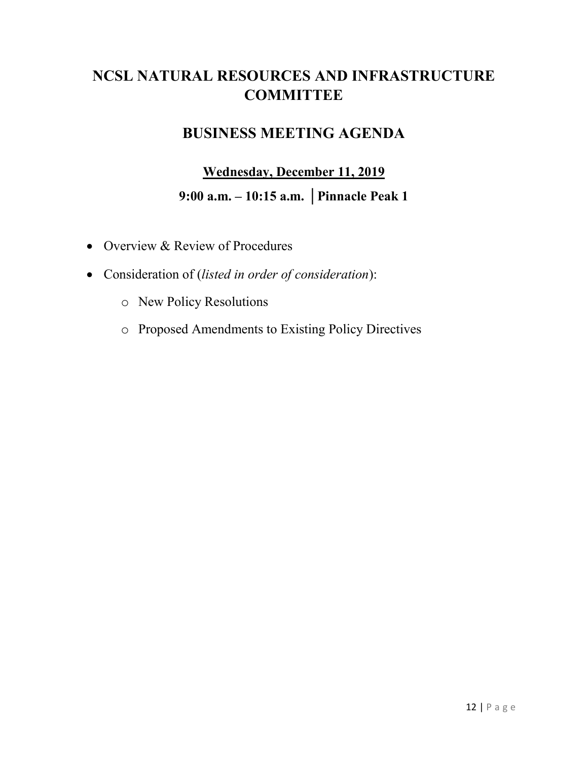# NCSL NATURAL RESOURCES AND INFRASTRUCTURE COMMITTEE

## BUSINESS MEETING AGENDA

### <u>Wednesday, December 11, 2019</u>

### 9:00 a.m. – 10:15 a.m. │Pinnacle Peak 1

- Overview & Review of Procedures
- Consideration of (*listed in order of consideration*):
  - New Policy Resolutions
  - Proposed Amendments to Existing Policy Directives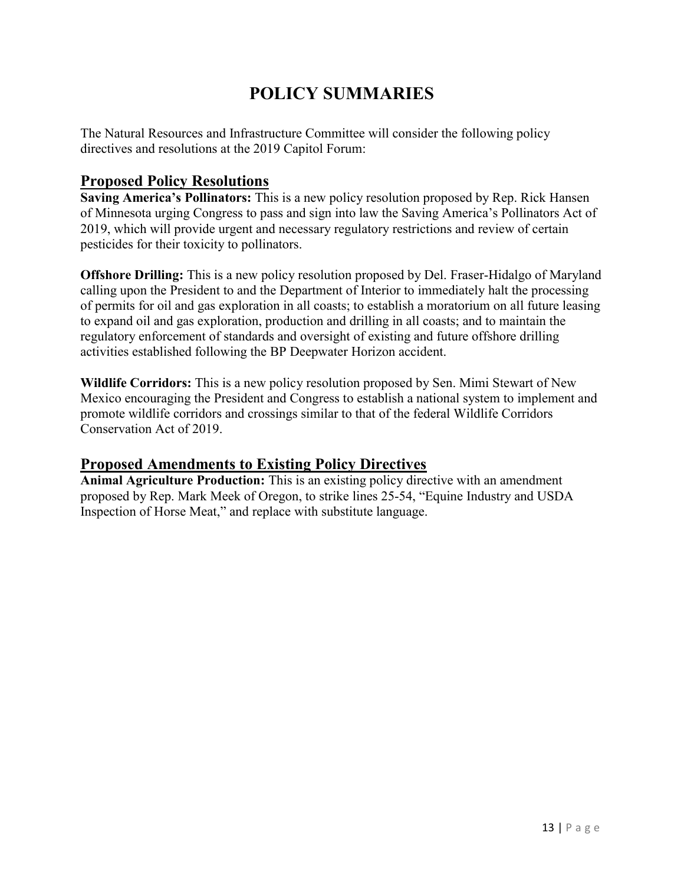# POLICY SUMMARIES

The Natural Resources and Infrastructure Committee will consider the following policy directives and resolutions at the 2019 Capitol Forum:

## Proposed Policy Resolutions

**Saving America's Pollinators:** This is a new policy resolution proposed by Rep. Rick Hansen of Minnesota urging Congress to pass and sign into law the Saving America's Pollinators Act of 2019, which will provide urgent and necessary regulatory restrictions and review of certain pesticides for their toxicity to pollinators.

**Offshore Drilling:** This is a new policy resolution proposed by Del. Fraser-Hidalgo of Maryland calling upon the President to and the Department of Interior to immediately halt the processing of permits for oil and gas exploration in all coasts; to establish a moratorium on all future leasing to expand oil and gas exploration, production and drilling in all coasts; and to maintain the regulatory enforcement of standards and oversight of existing and future offshore drilling activities established following the BP Deepwater Horizon accident.

**Wildlife Corridors:** This is a new policy resolution proposed by Sen. Mimi Stewart of New Mexico encouraging the President and Congress to establish a national system to implement and promote wildlife corridors and crossings similar to that of the federal Wildlife Corridors Conservation Act of 2019.

## Proposed Amendments to Existing Policy Directives

**Animal Agriculture Production:** This is an existing policy directive with an amendment proposed by Rep. Mark Meek of Oregon, to strike lines 25-54, "Equine Industry and USDA Inspection of Horse Meat," and replace with substitute language.